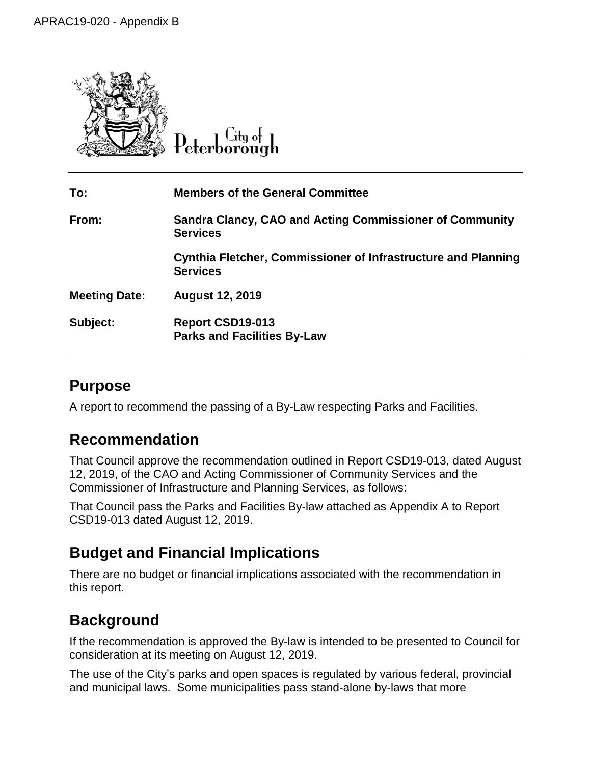APRAC19-020 - Appendix B

City of Peterborough

| | |
|---|---|
| **To:** | **Members of the General Committee** |
| **From:** | **Sandra Clancy, CAO and Acting Commissioner of Community Services** |
| | **Cynthia Fletcher, Commissioner of Infrastructure and Planning Services** |
| **Meeting Date:** | **August 12, 2019** |
| **Subject:** | **Report CSD19-013**<br>**Parks and Facilities By-Law** |

## Purpose

A report to recommend the passing of a By-Law respecting Parks and Facilities.

## Recommendation

That Council approve the recommendation outlined in Report CSD19-013, dated August 12, 2019, of the CAO and Acting Commissioner of Community Services and the Commissioner of Infrastructure and Planning Services, as follows:

That Council pass the Parks and Facilities By-law attached as Appendix A to Report CSD19-013 dated August 12, 2019.

## Budget and Financial Implications

There are no budget or financial implications associated with the recommendation in this report.

## Background

If the recommendation is approved the By-law is intended to be presented to Council for consideration at its meeting on August 12, 2019.

The use of the City's parks and open spaces is regulated by various federal, provincial and municipal laws. Some municipalities pass stand-alone by-laws that more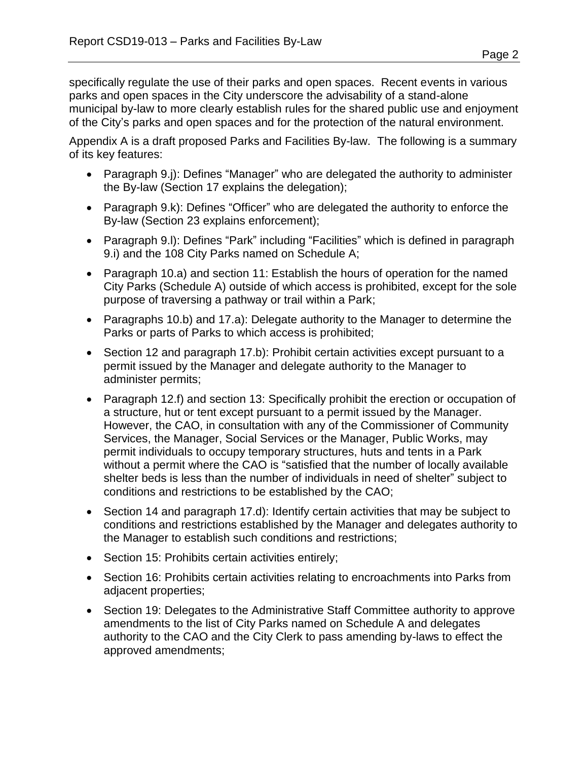specifically regulate the use of their parks and open spaces. Recent events in various parks and open spaces in the City underscore the advisability of a stand-alone municipal by-law to more clearly establish rules for the shared public use and enjoyment of the City's parks and open spaces and for the protection of the natural environment.

Appendix A is a draft proposed Parks and Facilities By-law. The following is a summary of its key features:

- Paragraph 9.j): Defines "Manager" who are delegated the authority to administer the By-law (Section 17 explains the delegation);
- Paragraph 9.k): Defines "Officer" who are delegated the authority to enforce the By-law (Section 23 explains enforcement);
- Paragraph 9.l): Defines "Park" including "Facilities" which is defined in paragraph 9.i) and the 108 City Parks named on Schedule A;
- Paragraph 10.a) and section 11: Establish the hours of operation for the named City Parks (Schedule A) outside of which access is prohibited, except for the sole purpose of traversing a pathway or trail within a Park;
- Paragraphs 10.b) and 17.a): Delegate authority to the Manager to determine the Parks or parts of Parks to which access is prohibited;
- Section 12 and paragraph 17.b): Prohibit certain activities except pursuant to a permit issued by the Manager and delegate authority to the Manager to administer permits;
- Paragraph 12.f) and section 13: Specifically prohibit the erection or occupation of a structure, hut or tent except pursuant to a permit issued by the Manager. However, the CAO, in consultation with any of the Commissioner of Community Services, the Manager, Social Services or the Manager, Public Works, may permit individuals to occupy temporary structures, huts and tents in a Park without a permit where the CAO is "satisfied that the number of locally available shelter beds is less than the number of individuals in need of shelter" subject to conditions and restrictions to be established by the CAO;
- Section 14 and paragraph 17.d): Identify certain activities that may be subject to conditions and restrictions established by the Manager and delegates authority to the Manager to establish such conditions and restrictions;
- Section 15: Prohibits certain activities entirely;
- Section 16: Prohibits certain activities relating to encroachments into Parks from adjacent properties;
- Section 19: Delegates to the Administrative Staff Committee authority to approve amendments to the list of City Parks named on Schedule A and delegates authority to the CAO and the City Clerk to pass amending by-laws to effect the approved amendments;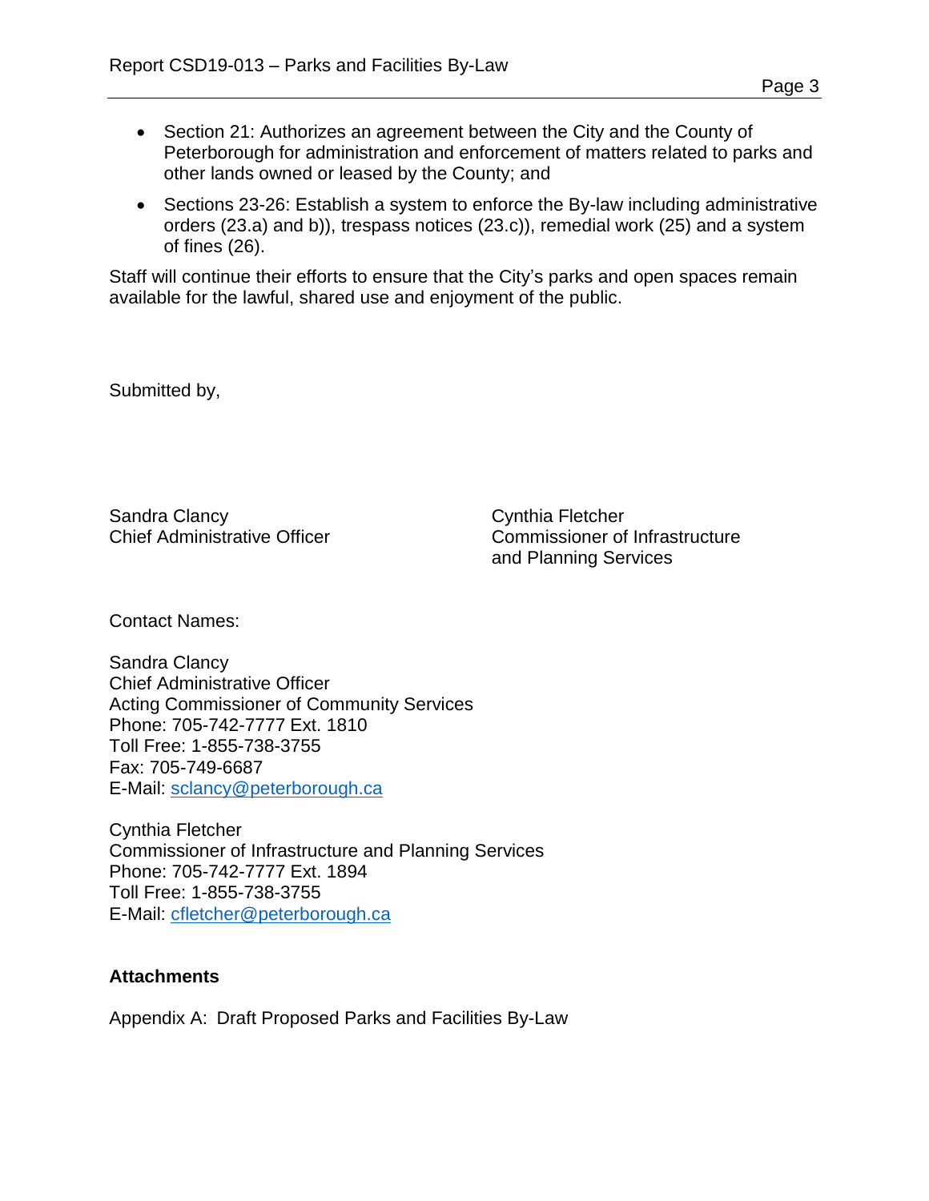- Section 21: Authorizes an agreement between the City and the County of Peterborough for administration and enforcement of matters related to parks and other lands owned or leased by the County; and
- Sections 23-26: Establish a system to enforce the By-law including administrative orders (23.a) and b)), trespass notices (23.c)), remedial work (25) and a system of fines (26).

Staff will continue their efforts to ensure that the City's parks and open spaces remain available for the lawful, shared use and enjoyment of the public.

Submitted by,

Sandra Clancy
Chief Administrative Officer

Cynthia Fletcher
Commissioner of Infrastructure and Planning Services

Contact Names:

Sandra Clancy
Chief Administrative Officer
Acting Commissioner of Community Services
Phone: 705-742-7777 Ext. 1810
Toll Free: 1-855-738-3755
Fax: 705-749-6687
E-Mail: sclancy@peterborough.ca

Cynthia Fletcher
Commissioner of Infrastructure and Planning Services
Phone: 705-742-7777 Ext. 1894
Toll Free: 1-855-738-3755
E-Mail: cfletcher@peterborough.ca

**Attachments**

Appendix A: Draft Proposed Parks and Facilities By-Law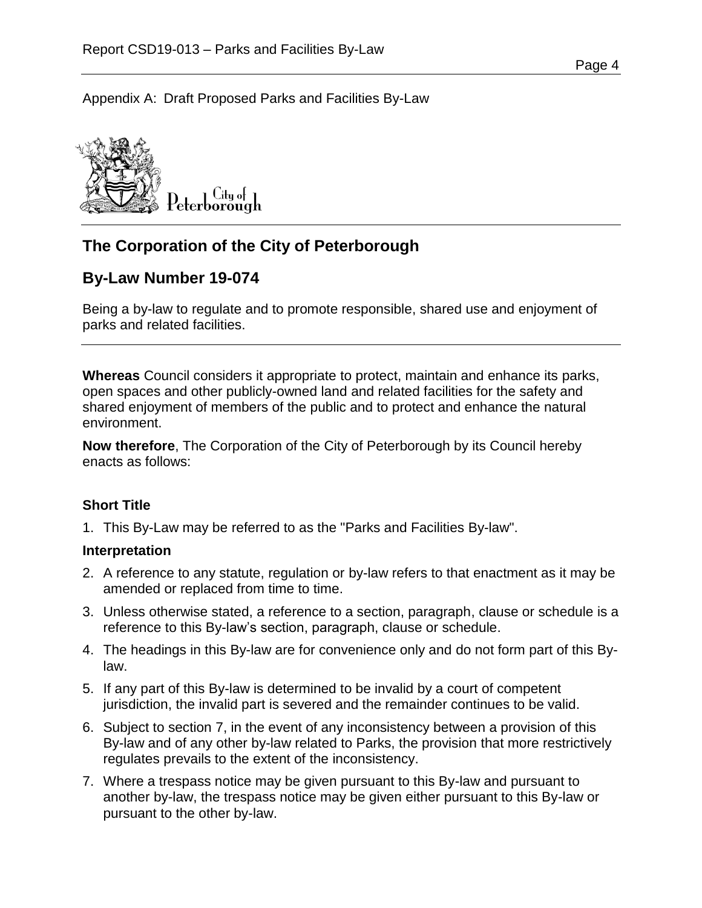Appendix A: Draft Proposed Parks and Facilities By-Law

City of Peterborough

## The Corporation of the City of Peterborough

## By-Law Number 19-074

Being a by-law to regulate and to promote responsible, shared use and enjoyment of parks and related facilities.

**Whereas** Council considers it appropriate to protect, maintain and enhance its parks, open spaces and other publicly-owned land and related facilities for the safety and shared enjoyment of members of the public and to protect and enhance the natural environment.

**Now therefore**, The Corporation of the City of Peterborough by its Council hereby enacts as follows:

### Short Title

1. This By-Law may be referred to as the "Parks and Facilities By-law".

### Interpretation

2. A reference to any statute, regulation or by-law refers to that enactment as it may be amended or replaced from time to time.
3. Unless otherwise stated, a reference to a section, paragraph, clause or schedule is a reference to this By-law's section, paragraph, clause or schedule.
4. The headings in this By-law are for convenience only and do not form part of this By-law.
5. If any part of this By-law is determined to be invalid by a court of competent jurisdiction, the invalid part is severed and the remainder continues to be valid.
6. Subject to section 7, in the event of any inconsistency between a provision of this By-law and of any other by-law related to Parks, the provision that more restrictively regulates prevails to the extent of the inconsistency.
7. Where a trespass notice may be given pursuant to this By-law and pursuant to another by-law, the trespass notice may be given either pursuant to this By-law or pursuant to the other by-law.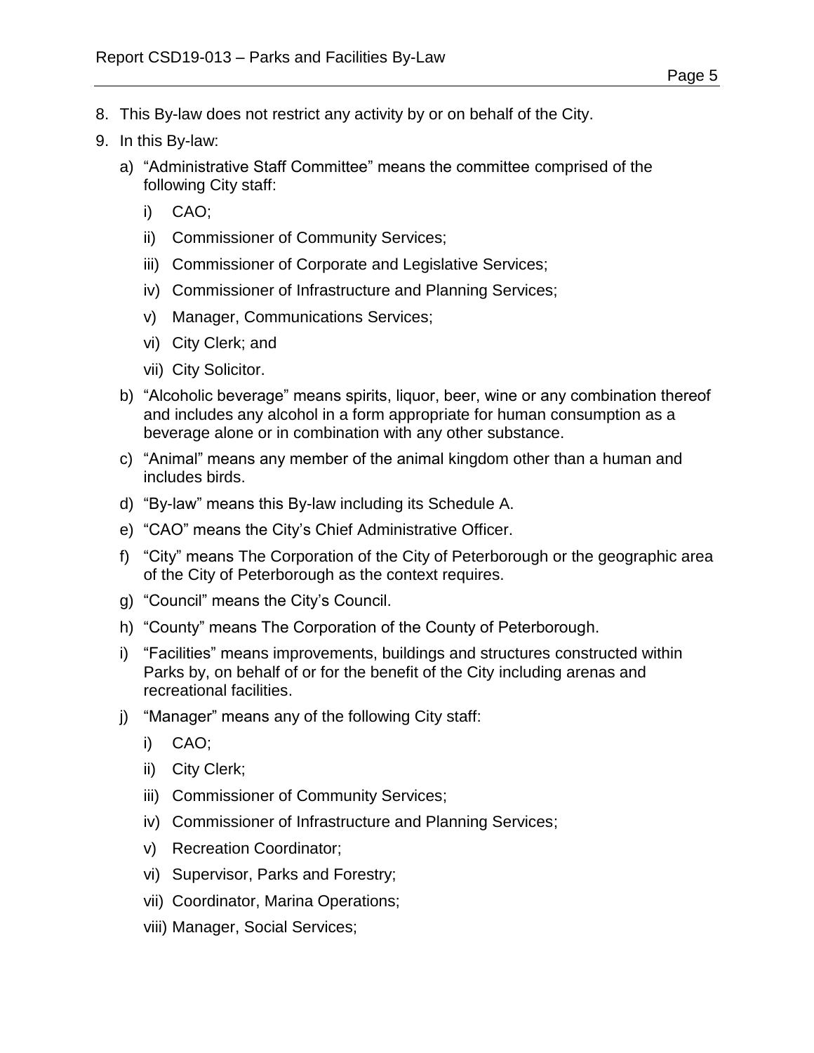8. This By-law does not restrict any activity by or on behalf of the City.
9. In this By-law:
   a) "Administrative Staff Committee" means the committee comprised of the following City staff:
      i) CAO;
      ii) Commissioner of Community Services;
      iii) Commissioner of Corporate and Legislative Services;
      iv) Commissioner of Infrastructure and Planning Services;
      v) Manager, Communications Services;
      vi) City Clerk; and
      vii) City Solicitor.
   b) "Alcoholic beverage" means spirits, liquor, beer, wine or any combination thereof and includes any alcohol in a form appropriate for human consumption as a beverage alone or in combination with any other substance.
   c) "Animal" means any member of the animal kingdom other than a human and includes birds.
   d) "By-law" means this By-law including its Schedule A.
   e) "CAO" means the City's Chief Administrative Officer.
   f) "City" means The Corporation of the City of Peterborough or the geographic area of the City of Peterborough as the context requires.
   g) "Council" means the City's Council.
   h) "County" means The Corporation of the County of Peterborough.
   i) "Facilities" means improvements, buildings and structures constructed within Parks by, on behalf of or for the benefit of the City including arenas and recreational facilities.
   j) "Manager" means any of the following City staff:
      i) CAO;
      ii) City Clerk;
      iii) Commissioner of Community Services;
      iv) Commissioner of Infrastructure and Planning Services;
      v) Recreation Coordinator;
      vi) Supervisor, Parks and Forestry;
      vii) Coordinator, Marina Operations;
      viii) Manager, Social Services;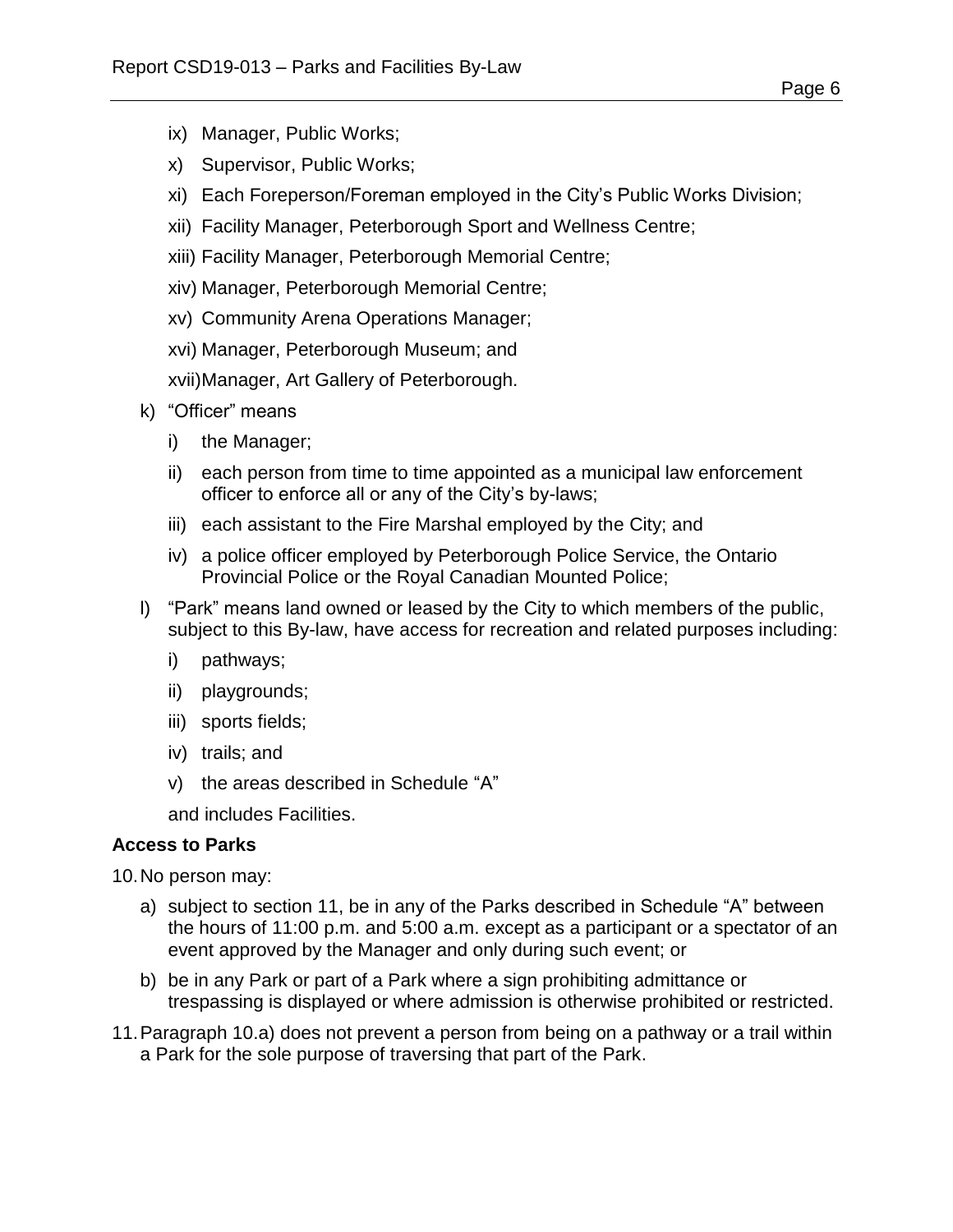- ix) Manager, Public Works;
- x) Supervisor, Public Works;
- xi) Each Foreperson/Foreman employed in the City's Public Works Division;
- xii) Facility Manager, Peterborough Sport and Wellness Centre;
- xiii) Facility Manager, Peterborough Memorial Centre;
- xiv) Manager, Peterborough Memorial Centre;
- xv) Community Arena Operations Manager;
- xvi) Manager, Peterborough Museum; and
- xvii) Manager, Art Gallery of Peterborough.

k) "Officer" means

- i) the Manager;
- ii) each person from time to time appointed as a municipal law enforcement officer to enforce all or any of the City's by-laws;
- iii) each assistant to the Fire Marshal employed by the City; and
- iv) a police officer employed by Peterborough Police Service, the Ontario Provincial Police or the Royal Canadian Mounted Police;

l) "Park" means land owned or leased by the City to which members of the public, subject to this By-law, have access for recreation and related purposes including:

- i) pathways;
- ii) playgrounds;
- iii) sports fields;
- iv) trails; and
- v) the areas described in Schedule "A"

and includes Facilities.

**Access to Parks**

10. No person may:

a) subject to section 11, be in any of the Parks described in Schedule "A" between the hours of 11:00 p.m. and 5:00 a.m. except as a participant or a spectator of an event approved by the Manager and only during such event; or

b) be in any Park or part of a Park where a sign prohibiting admittance or trespassing is displayed or where admission is otherwise prohibited or restricted.

11. Paragraph 10.a) does not prevent a person from being on a pathway or a trail within a Park for the sole purpose of traversing that part of the Park.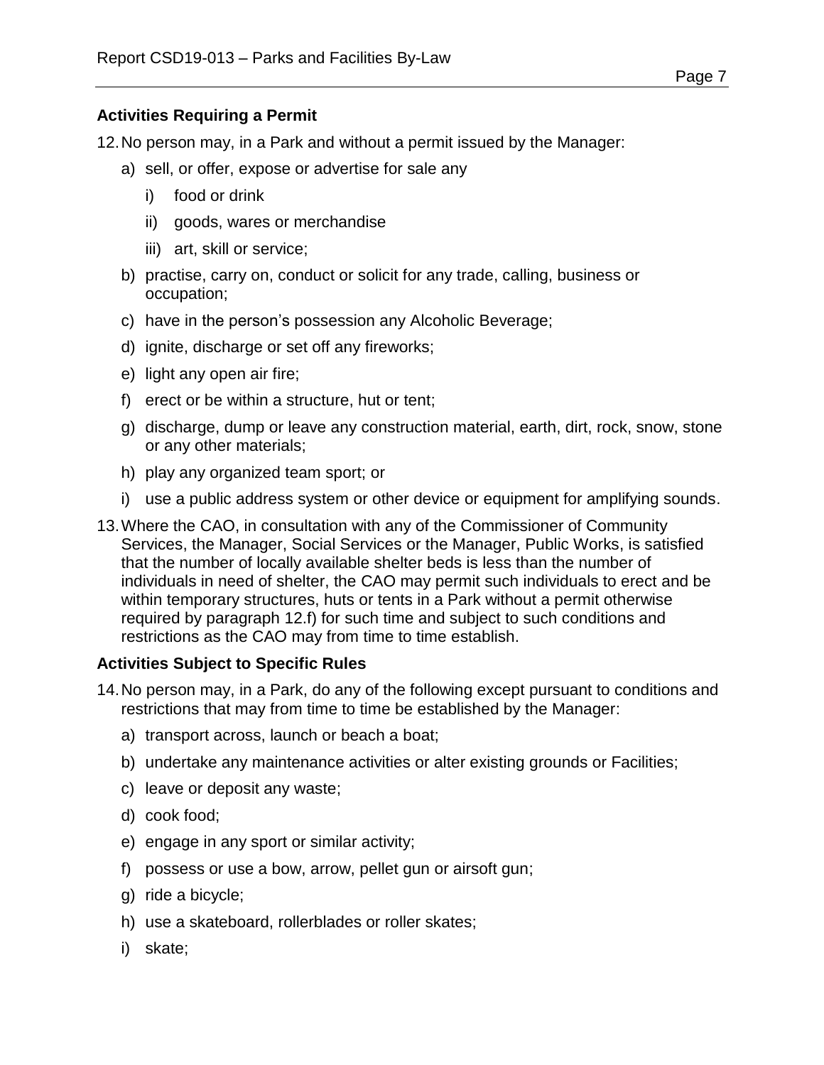### Activities Requiring a Permit

12. No person may, in a Park and without a permit issued by the Manager:
    a) sell, or offer, expose or advertise for sale any
        i) food or drink
        ii) goods, wares or merchandise
        iii) art, skill or service;
    b) practise, carry on, conduct or solicit for any trade, calling, business or occupation;
    c) have in the person's possession any Alcoholic Beverage;
    d) ignite, discharge or set off any fireworks;
    e) light any open air fire;
    f) erect or be within a structure, hut or tent;
    g) discharge, dump or leave any construction material, earth, dirt, rock, snow, stone or any other materials;
    h) play any organized team sport; or
    i) use a public address system or other device or equipment for amplifying sounds.

13. Where the CAO, in consultation with any of the Commissioner of Community Services, the Manager, Social Services or the Manager, Public Works, is satisfied that the number of locally available shelter beds is less than the number of individuals in need of shelter, the CAO may permit such individuals to erect and be within temporary structures, huts or tents in a Park without a permit otherwise required by paragraph 12.f) for such time and subject to such conditions and restrictions as the CAO may from time to time establish.

### Activities Subject to Specific Rules

14. No person may, in a Park, do any of the following except pursuant to conditions and restrictions that may from time to time be established by the Manager:
    a) transport across, launch or beach a boat;
    b) undertake any maintenance activities or alter existing grounds or Facilities;
    c) leave or deposit any waste;
    d) cook food;
    e) engage in any sport or similar activity;
    f) possess or use a bow, arrow, pellet gun or airsoft gun;
    g) ride a bicycle;
    h) use a skateboard, rollerblades or roller skates;
    i) skate;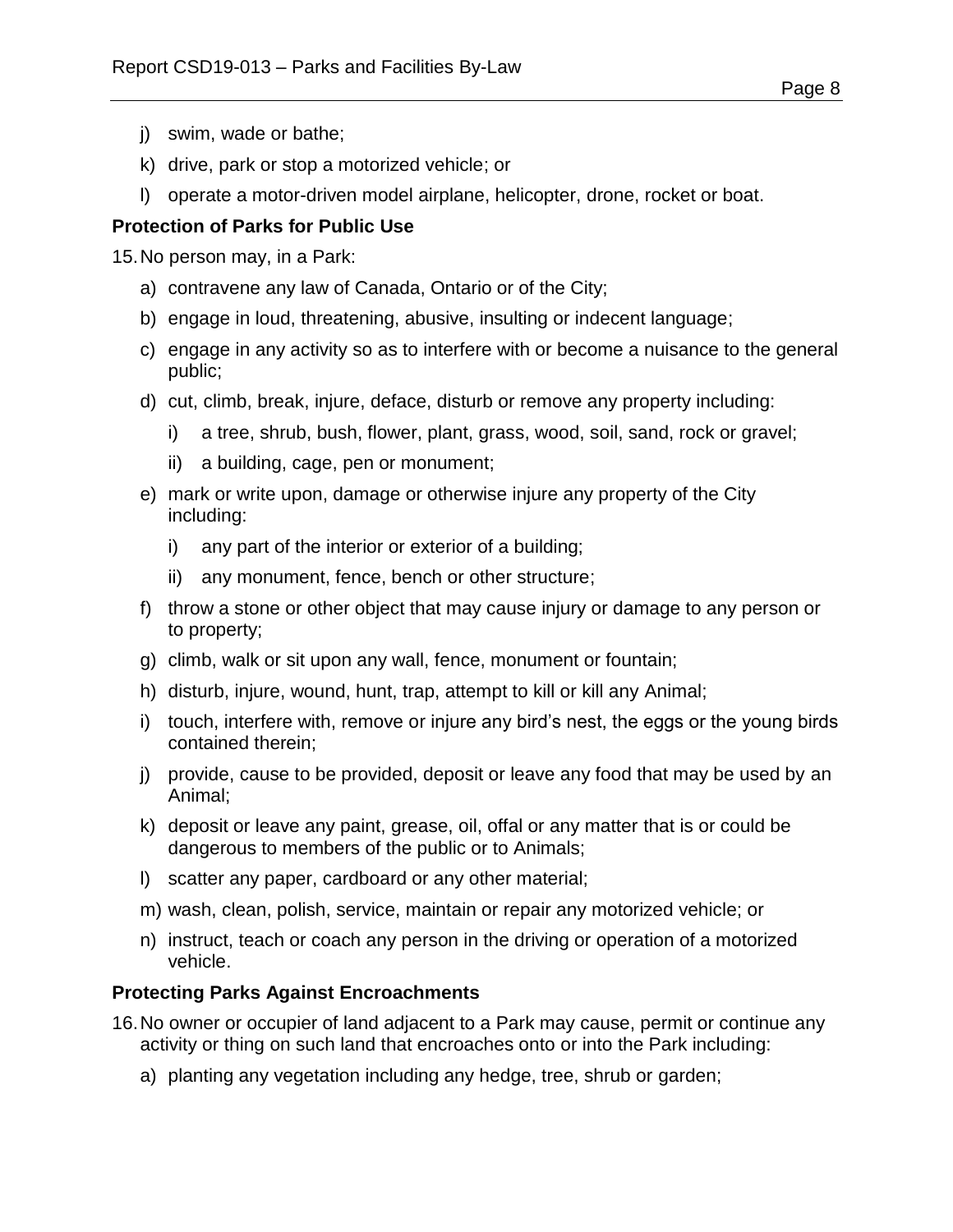j) swim, wade or bathe;

k) drive, park or stop a motorized vehicle; or

l) operate a motor-driven model airplane, helicopter, drone, rocket or boat.

**Protection of Parks for Public Use**

15. No person may, in a Park:

a) contravene any law of Canada, Ontario or of the City;

b) engage in loud, threatening, abusive, insulting or indecent language;

c) engage in any activity so as to interfere with or become a nuisance to the general public;

d) cut, climb, break, injure, deface, disturb or remove any property including:

   i) a tree, shrub, bush, flower, plant, grass, wood, soil, sand, rock or gravel;

   ii) a building, cage, pen or monument;

e) mark or write upon, damage or otherwise injure any property of the City including:

   i) any part of the interior or exterior of a building;

   ii) any monument, fence, bench or other structure;

f) throw a stone or other object that may cause injury or damage to any person or to property;

g) climb, walk or sit upon any wall, fence, monument or fountain;

h) disturb, injure, wound, hunt, trap, attempt to kill or kill any Animal;

i) touch, interfere with, remove or injure any bird's nest, the eggs or the young birds contained therein;

j) provide, cause to be provided, deposit or leave any food that may be used by an Animal;

k) deposit or leave any paint, grease, oil, offal or any matter that is or could be dangerous to members of the public or to Animals;

l) scatter any paper, cardboard or any other material;

m) wash, clean, polish, service, maintain or repair any motorized vehicle; or

n) instruct, teach or coach any person in the driving or operation of a motorized vehicle.

**Protecting Parks Against Encroachments**

16. No owner or occupier of land adjacent to a Park may cause, permit or continue any activity or thing on such land that encroaches onto or into the Park including:

a) planting any vegetation including any hedge, tree, shrub or garden;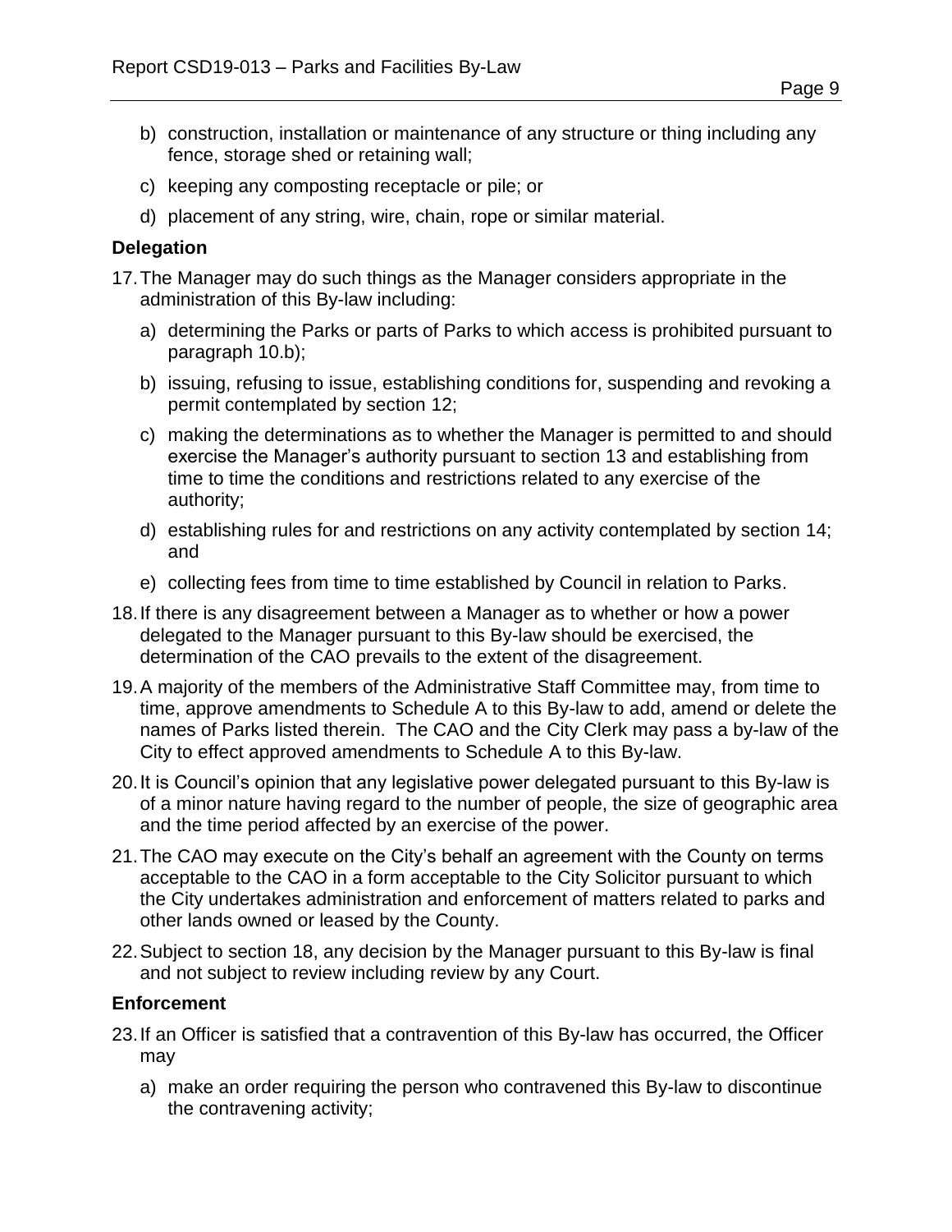b) construction, installation or maintenance of any structure or thing including any fence, storage shed or retaining wall;

c) keeping any composting receptacle or pile; or

d) placement of any string, wire, chain, rope or similar material.

**Delegation**

17. The Manager may do such things as the Manager considers appropriate in the administration of this By-law including:

    a) determining the Parks or parts of Parks to which access is prohibited pursuant to paragraph 10.b);

    b) issuing, refusing to issue, establishing conditions for, suspending and revoking a permit contemplated by section 12;

    c) making the determinations as to whether the Manager is permitted to and should exercise the Manager's authority pursuant to section 13 and establishing from time to time the conditions and restrictions related to any exercise of the authority;

    d) establishing rules for and restrictions on any activity contemplated by section 14; and

    e) collecting fees from time to time established by Council in relation to Parks.

18. If there is any disagreement between a Manager as to whether or how a power delegated to the Manager pursuant to this By-law should be exercised, the determination of the CAO prevails to the extent of the disagreement.

19. A majority of the members of the Administrative Staff Committee may, from time to time, approve amendments to Schedule A to this By-law to add, amend or delete the names of Parks listed therein. The CAO and the City Clerk may pass a by-law of the City to effect approved amendments to Schedule A to this By-law.

20. It is Council's opinion that any legislative power delegated pursuant to this By-law is of a minor nature having regard to the number of people, the size of geographic area and the time period affected by an exercise of the power.

21. The CAO may execute on the City's behalf an agreement with the County on terms acceptable to the CAO in a form acceptable to the City Solicitor pursuant to which the City undertakes administration and enforcement of matters related to parks and other lands owned or leased by the County.

22. Subject to section 18, any decision by the Manager pursuant to this By-law is final and not subject to review including review by any Court.

**Enforcement**

23. If an Officer is satisfied that a contravention of this By-law has occurred, the Officer may

    a) make an order requiring the person who contravened this By-law to discontinue the contravening activity;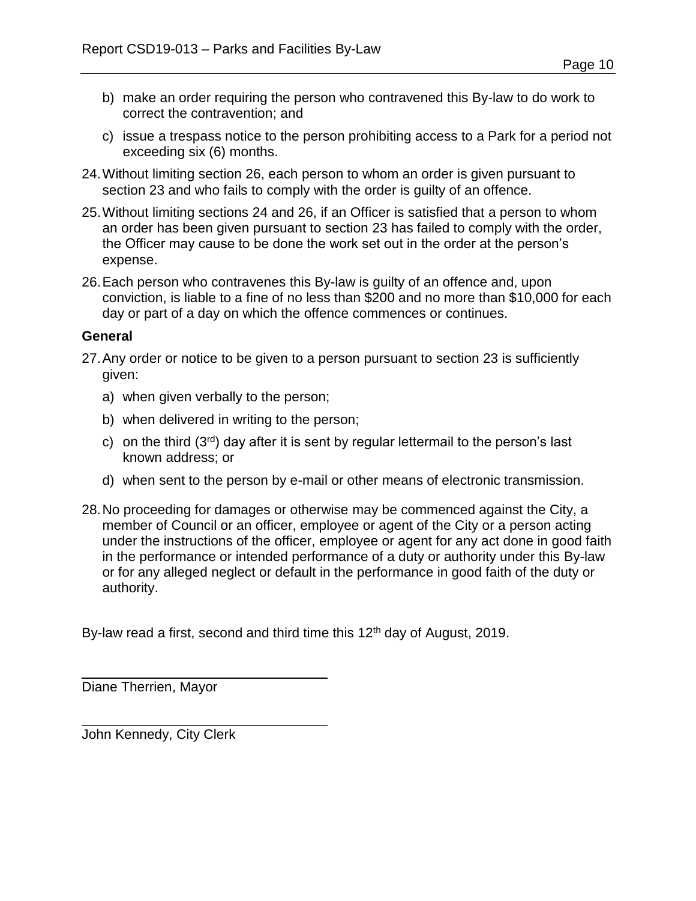b) make an order requiring the person who contravened this By-law to do work to correct the contravention; and

c) issue a trespass notice to the person prohibiting access to a Park for a period not exceeding six (6) months.

24. Without limiting section 26, each person to whom an order is given pursuant to section 23 and who fails to comply with the order is guilty of an offence.

25. Without limiting sections 24 and 26, if an Officer is satisfied that a person to whom an order has been given pursuant to section 23 has failed to comply with the order, the Officer may cause to be done the work set out in the order at the person's expense.

26. Each person who contravenes this By-law is guilty of an offence and, upon conviction, is liable to a fine of no less than $200 and no more than $10,000 for each day or part of a day on which the offence commences or continues.

**General**

27. Any order or notice to be given to a person pursuant to section 23 is sufficiently given:

a) when given verbally to the person;

b) when delivered in writing to the person;

c) on the third (3rd) day after it is sent by regular lettermail to the person's last known address; or

d) when sent to the person by e-mail or other means of electronic transmission.

28. No proceeding for damages or otherwise may be commenced against the City, a member of Council or an officer, employee or agent of the City or a person acting under the instructions of the officer, employee or agent for any act done in good faith in the performance or intended performance of a duty or authority under this By-law or for any alleged neglect or default in the performance in good faith of the duty or authority.

By-law read a first, second and third time this 12th day of August, 2019.

Diane Therrien, Mayor

John Kennedy, City Clerk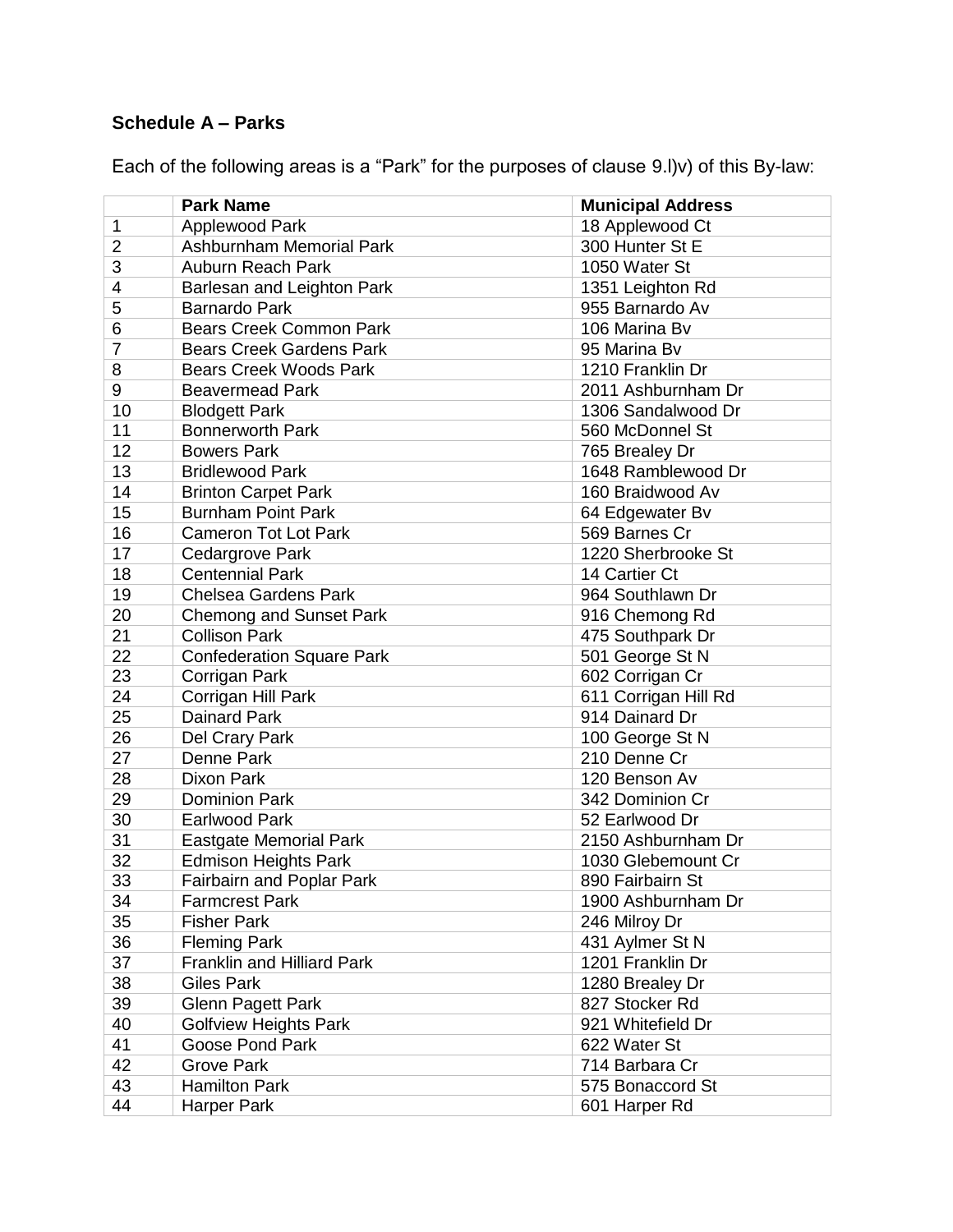**Schedule A – Parks**

Each of the following areas is a “Park” for the purposes of clause 9.l)v) of this By-law:

| | Park Name | Municipal Address |
|---|---|---|
| 1 | Applewood Park | 18 Applewood Ct |
| 2 | Ashburnham Memorial Park | 300 Hunter St E |
| 3 | Auburn Reach Park | 1050 Water St |
| 4 | Barlesan and Leighton Park | 1351 Leighton Rd |
| 5 | Barnardo Park | 955 Barnardo Av |
| 6 | Bears Creek Common Park | 106 Marina Bv |
| 7 | Bears Creek Gardens Park | 95 Marina Bv |
| 8 | Bears Creek Woods Park | 1210 Franklin Dr |
| 9 | Beavermead Park | 2011 Ashburnham Dr |
| 10 | Blodgett Park | 1306 Sandalwood Dr |
| 11 | Bonnerworth Park | 560 McDonnel St |
| 12 | Bowers Park | 765 Brealey Dr |
| 13 | Bridlewood Park | 1648 Ramblewood Dr |
| 14 | Brinton Carpet Park | 160 Braidwood Av |
| 15 | Burnham Point Park | 64 Edgewater Bv |
| 16 | Cameron Tot Lot Park | 569 Barnes Cr |
| 17 | Cedargrove Park | 1220 Sherbrooke St |
| 18 | Centennial Park | 14 Cartier Ct |
| 19 | Chelsea Gardens Park | 964 Southlawn Dr |
| 20 | Chemong and Sunset Park | 916 Chemong Rd |
| 21 | Collison Park | 475 Southpark Dr |
| 22 | Confederation Square Park | 501 George St N |
| 23 | Corrigan Park | 602 Corrigan Cr |
| 24 | Corrigan Hill Park | 611 Corrigan Hill Rd |
| 25 | Dainard Park | 914 Dainard Dr |
| 26 | Del Crary Park | 100 George St N |
| 27 | Denne Park | 210 Denne Cr |
| 28 | Dixon Park | 120 Benson Av |
| 29 | Dominion Park | 342 Dominion Cr |
| 30 | Earlwood Park | 52 Earlwood Dr |
| 31 | Eastgate Memorial Park | 2150 Ashburnham Dr |
| 32 | Edmison Heights Park | 1030 Glebemount Cr |
| 33 | Fairbairn and Poplar Park | 890 Fairbairn St |
| 34 | Farmcrest Park | 1900 Ashburnham Dr |
| 35 | Fisher Park | 246 Milroy Dr |
| 36 | Fleming Park | 431 Aylmer St N |
| 37 | Franklin and Hilliard Park | 1201 Franklin Dr |
| 38 | Giles Park | 1280 Brealey Dr |
| 39 | Glenn Pagett Park | 827 Stocker Rd |
| 40 | Golfview Heights Park | 921 Whitefield Dr |
| 41 | Goose Pond Park | 622 Water St |
| 42 | Grove Park | 714 Barbara Cr |
| 43 | Hamilton Park | 575 Bonaccord St |
| 44 | Harper Park | 601 Harper Rd |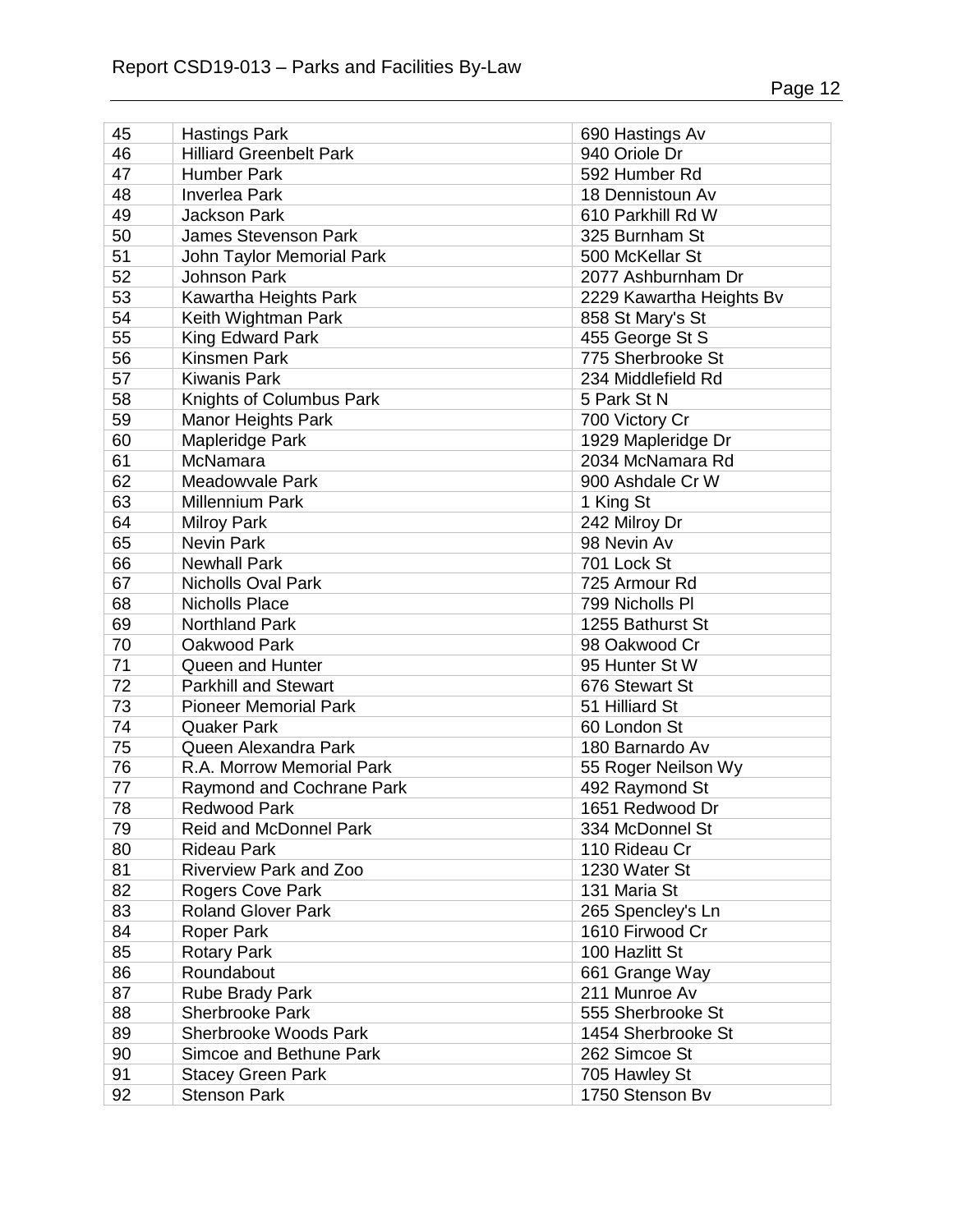| 45 | Hastings Park | 690 Hastings Av |
|---|---|---|
| 46 | Hilliard Greenbelt Park | 940 Oriole Dr |
| 47 | Humber Park | 592 Humber Rd |
| 48 | Inverlea Park | 18 Dennistoun Av |
| 49 | Jackson Park | 610 Parkhill Rd W |
| 50 | James Stevenson Park | 325 Burnham St |
| 51 | John Taylor Memorial Park | 500 McKellar St |
| 52 | Johnson Park | 2077 Ashburnham Dr |
| 53 | Kawartha Heights Park | 2229 Kawartha Heights Bv |
| 54 | Keith Wightman Park | 858 St Mary's St |
| 55 | King Edward Park | 455 George St S |
| 56 | Kinsmen Park | 775 Sherbrooke St |
| 57 | Kiwanis Park | 234 Middlefield Rd |
| 58 | Knights of Columbus Park | 5 Park St N |
| 59 | Manor Heights Park | 700 Victory Cr |
| 60 | Mapleridge Park | 1929 Mapleridge Dr |
| 61 | McNamara | 2034 McNamara Rd |
| 62 | Meadowvale Park | 900 Ashdale Cr W |
| 63 | Millennium Park | 1 King St |
| 64 | Milroy Park | 242 Milroy Dr |
| 65 | Nevin Park | 98 Nevin Av |
| 66 | Newhall Park | 701 Lock St |
| 67 | Nicholls Oval Park | 725 Armour Rd |
| 68 | Nicholls Place | 799 Nicholls Pl |
| 69 | Northland Park | 1255 Bathurst St |
| 70 | Oakwood Park | 98 Oakwood Cr |
| 71 | Queen and Hunter | 95 Hunter St W |
| 72 | Parkhill and Stewart | 676 Stewart St |
| 73 | Pioneer Memorial Park | 51 Hilliard St |
| 74 | Quaker Park | 60 London St |
| 75 | Queen Alexandra Park | 180 Barnardo Av |
| 76 | R.A. Morrow Memorial Park | 55 Roger Neilson Wy |
| 77 | Raymond and Cochrane Park | 492 Raymond St |
| 78 | Redwood Park | 1651 Redwood Dr |
| 79 | Reid and McDonnel Park | 334 McDonnel St |
| 80 | Rideau Park | 110 Rideau Cr |
| 81 | Riverview Park and Zoo | 1230 Water St |
| 82 | Rogers Cove Park | 131 Maria St |
| 83 | Roland Glover Park | 265 Spencley's Ln |
| 84 | Roper Park | 1610 Firwood Cr |
| 85 | Rotary Park | 100 Hazlitt St |
| 86 | Roundabout | 661 Grange Way |
| 87 | Rube Brady Park | 211 Munroe Av |
| 88 | Sherbrooke Park | 555 Sherbrooke St |
| 89 | Sherbrooke Woods Park | 1454 Sherbrooke St |
| 90 | Simcoe and Bethune Park | 262 Simcoe St |
| 91 | Stacey Green Park | 705 Hawley St |
| 92 | Stenson Park | 1750 Stenson Bv |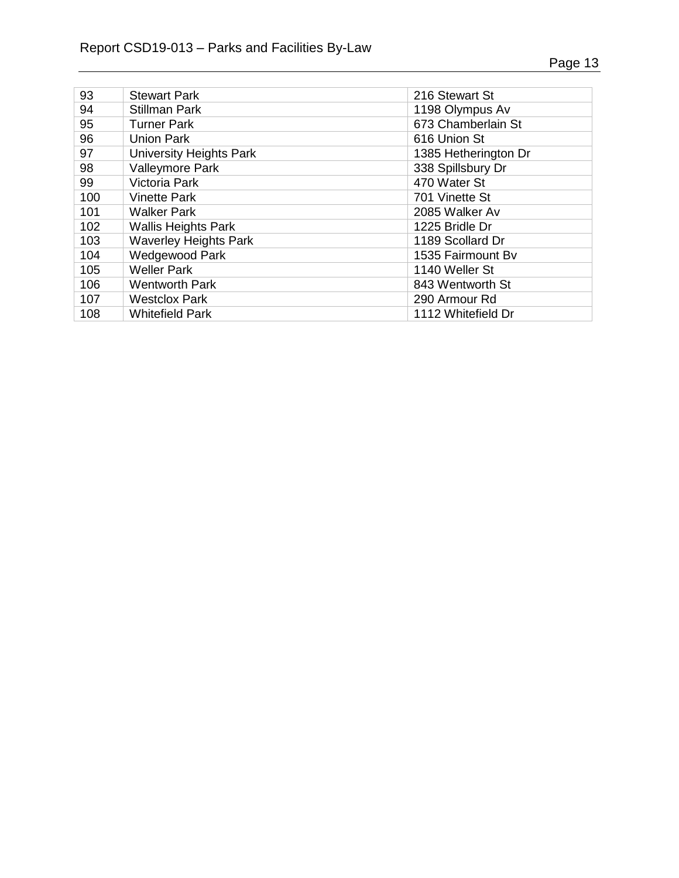| | | |
|---|---|---|
| 93 | Stewart Park | 216 Stewart St |
| 94 | Stillman Park | 1198 Olympus Av |
| 95 | Turner Park | 673 Chamberlain St |
| 96 | Union Park | 616 Union St |
| 97 | University Heights Park | 1385 Hetherington Dr |
| 98 | Valleymore Park | 338 Spillsbury Dr |
| 99 | Victoria Park | 470 Water St |
| 100 | Vinette Park | 701 Vinette St |
| 101 | Walker Park | 2085 Walker Av |
| 102 | Wallis Heights Park | 1225 Bridle Dr |
| 103 | Waverley Heights Park | 1189 Scollard Dr |
| 104 | Wedgewood Park | 1535 Fairmount Bv |
| 105 | Weller Park | 1140 Weller St |
| 106 | Wentworth Park | 843 Wentworth St |
| 107 | Westclox Park | 290 Armour Rd |
| 108 | Whitefield Park | 1112 Whitefield Dr |